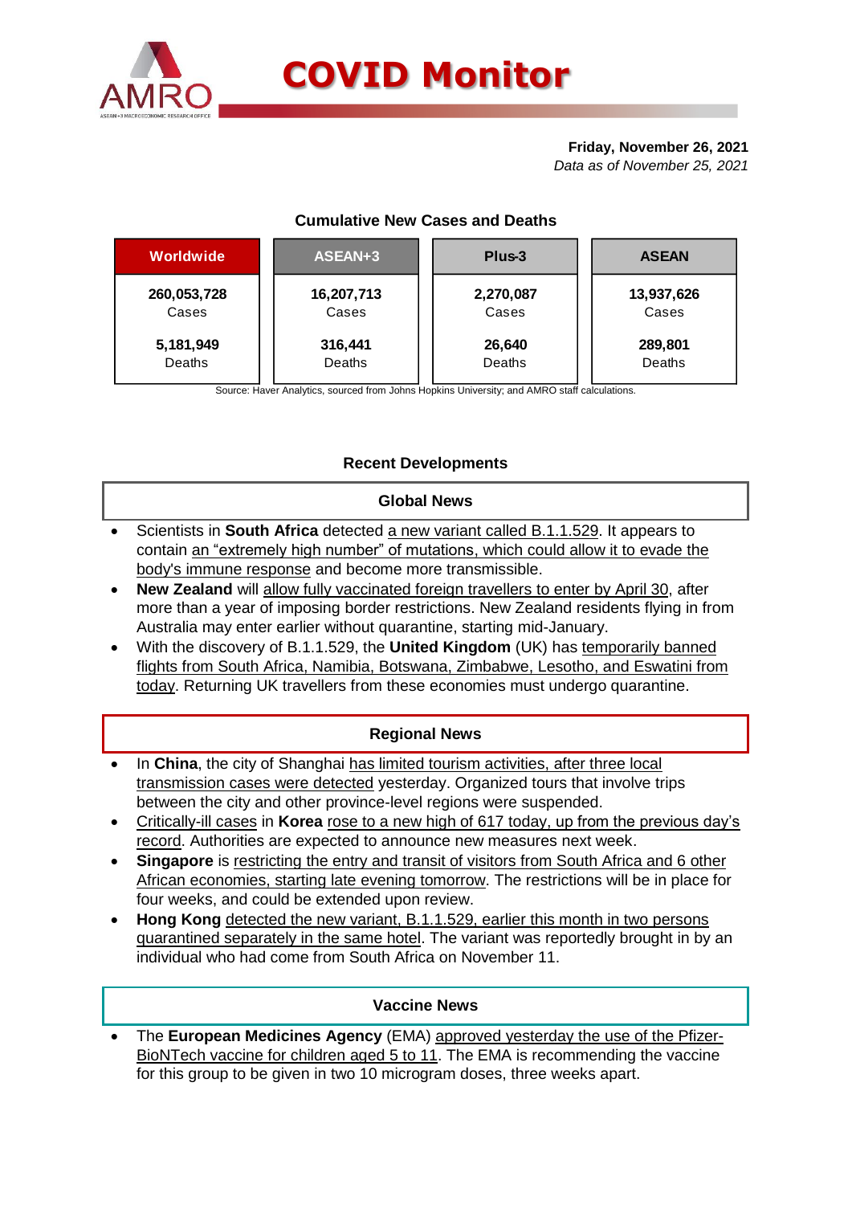# COVID Monitor

**Friday, November 26, 2021**
*Data as of November 25, 2021*

### Cumulative New Cases and Deaths

| Worldwide | ASEAN+3 | Plus-3 | ASEAN |
|---|---|---|---|
| **260,053,728** Cases | **16,207,713** Cases | **2,270,087** Cases | **13,937,626** Cases |
| **5,181,949** Deaths | **316,441** Deaths | **26,640** Deaths | **289,801** Deaths |

Source: Haver Analytics, sourced from Johns Hopkins University; and AMRO staff calculations.

## Recent Developments

### Global News

- Scientists in **South Africa** detected a new variant called B.1.1.529. It appears to contain an "extremely high number" of mutations, which could allow it to evade the body's immune response and become more transmissible.
- **New Zealand** will allow fully vaccinated foreign travellers to enter by April 30, after more than a year of imposing border restrictions. New Zealand residents flying in from Australia may enter earlier without quarantine, starting mid-January.
- With the discovery of B.1.1.529, the **United Kingdom** (UK) has temporarily banned flights from South Africa, Namibia, Botswana, Zimbabwe, Lesotho, and Eswatini from today. Returning UK travellers from these economies must undergo quarantine.

### Regional News

- In **China**, the city of Shanghai has limited tourism activities, after three local transmission cases were detected yesterday. Organized tours that involve trips between the city and other province-level regions were suspended.
- Critically-ill cases in **Korea** rose to a new high of 617 today, up from the previous day's record. Authorities are expected to announce new measures next week.
- **Singapore** is restricting the entry and transit of visitors from South Africa and 6 other African economies, starting late evening tomorrow. The restrictions will be in place for four weeks, and could be extended upon review.
- **Hong Kong** detected the new variant, B.1.1.529, earlier this month in two persons quarantined separately in the same hotel. The variant was reportedly brought in by an individual who had come from South Africa on November 11.

### Vaccine News

- The **European Medicines Agency** (EMA) approved yesterday the use of the Pfizer-BioNTech vaccine for children aged 5 to 11. The EMA is recommending the vaccine for this group to be given in two 10 microgram doses, three weeks apart.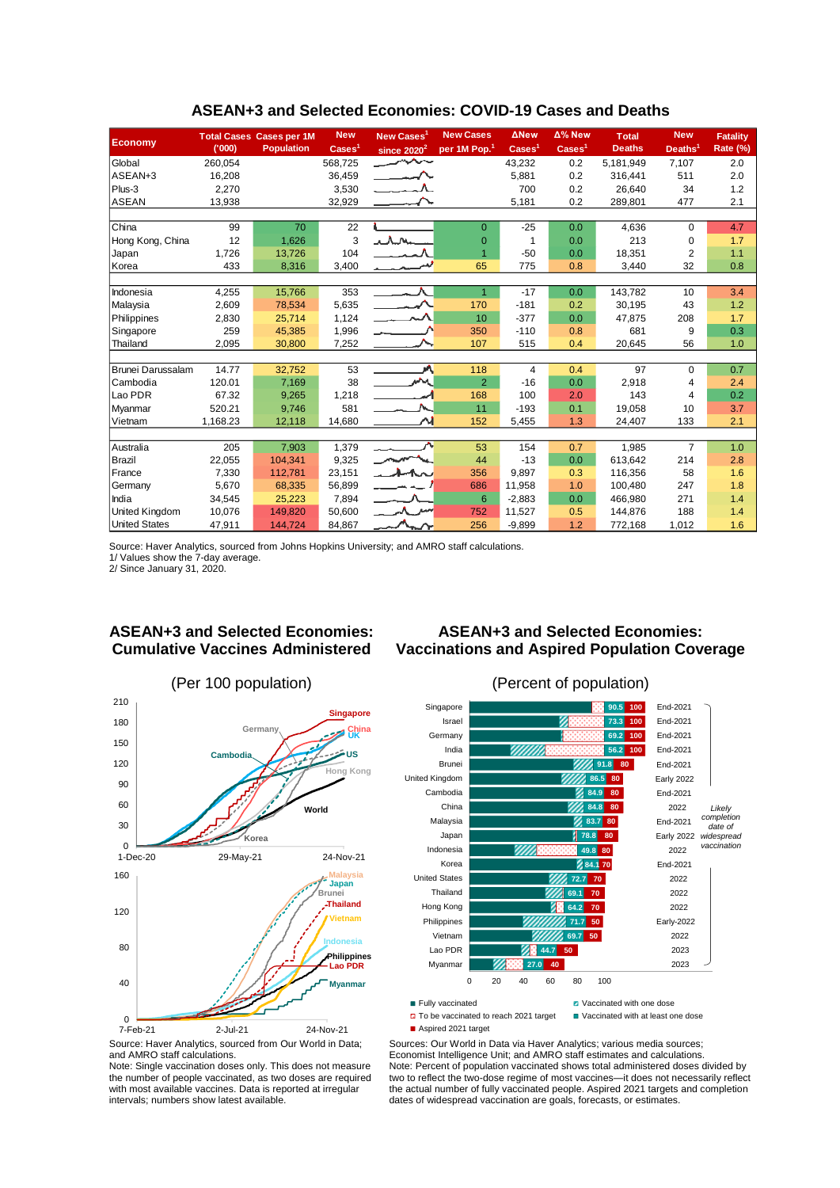## ASEAN+3 and Selected Economies: COVID-19 Cases and Deaths

| Economy | Total Cases ('000) | Cases per 1M Population | New Cases[1] | New Cases[1] since 2020[2] | New Cases per 1M Pop.[1] | ΔNew Cases[1] | Δ% New Cases[1] | Total Deaths | New Deaths[1] | Fatality Rate (%) |
|---|---|---|---|---|---|---|---|---|---|---|
| Global | 260,054 | | 568,725 | | | 43,232 | 0.2 | 5,181,949 | 7,107 | 2.0 |
| ASEAN+3 | 16,208 | | 36,459 | | | 5,881 | 0.2 | 316,441 | 511 | 2.0 |
| Plus-3 | 2,270 | | 3,530 | | | 700 | 0.2 | 26,640 | 34 | 1.2 |
| ASEAN | 13,938 | | 32,929 | | | 5,181 | 0.2 | 289,801 | 477 | 2.1 |
| | | | | | | | | | | |
| China | 99 | 70 | 22 | | 0 | -25 | 0.0 | 4,636 | 0 | 4.7 |
| Hong Kong, China | 12 | 1,626 | 3 | | 0 | 1 | 0.0 | 213 | 0 | 1.7 |
| Japan | 1,726 | 13,726 | 104 | | 1 | -50 | 0.0 | 18,351 | 2 | 1.1 |
| Korea | 433 | 8,316 | 3,400 | | 65 | 775 | 0.8 | 3,440 | 32 | 0.8 |
| | | | | | | | | | | |
| Indonesia | 4,255 | 15,766 | 353 | | 1 | -17 | 0.0 | 143,782 | 10 | 3.4 |
| Malaysia | 2,609 | 78,534 | 5,635 | | 170 | -181 | 0.2 | 30,195 | 43 | 1.2 |
| Philippines | 2,830 | 25,714 | 1,124 | | 10 | -377 | 0.0 | 47,875 | 208 | 1.7 |
| Singapore | 259 | 45,385 | 1,996 | | 350 | -110 | 0.8 | 681 | 9 | 0.3 |
| Thailand | 2,095 | 30,800 | 7,252 | | 107 | 515 | 0.4 | 20,645 | 56 | 1.0 |
| | | | | | | | | | | |
| Brunei Darussalam | 14.77 | 32,752 | 53 | | 118 | 4 | 0.4 | 97 | 0 | 0.7 |
| Cambodia | 120.01 | 7,169 | 38 | | 2 | -16 | 0.0 | 2,918 | 4 | 2.4 |
| Lao PDR | 67.32 | 9,265 | 1,218 | | 168 | 100 | 2.0 | 143 | 4 | 0.2 |
| Myanmar | 520.21 | 9,746 | 581 | | 11 | -193 | 0.1 | 19,058 | 10 | 3.7 |
| Vietnam | 1,168.23 | 12,118 | 14,680 | | 152 | 5,455 | 1.3 | 24,407 | 133 | 2.1 |
| | | | | | | | | | | |
| Australia | 205 | 7,903 | 1,379 | | 53 | 154 | 0.7 | 1,985 | 7 | 1.0 |
| Brazil | 22,055 | 104,341 | 9,325 | | 44 | -13 | 0.0 | 613,642 | 214 | 2.8 |
| France | 7,330 | 112,781 | 23,151 | | 356 | 9,897 | 0.3 | 116,356 | 58 | 1.6 |
| Germany | 5,670 | 68,335 | 56,899 | | 686 | 11,958 | 1.0 | 100,480 | 247 | 1.8 |
| India | 34,545 | 25,223 | 7,894 | | 6 | -2,883 | 0.0 | 466,980 | 271 | 1.4 |
| United Kingdom | 10,076 | 149,820 | 50,600 | | 752 | 11,527 | 0.5 | 144,876 | 188 | 1.4 |
| United States | 47,911 | 144,724 | 84,867 | | 256 | -9,899 | 1.2 | 772,168 | 1,012 | 1.6 |

Source: Haver Analytics, sourced from Johns Hopkins University; and AMRO staff calculations.
1/ Values show the 7-day average.
2/ Since January 31, 2020.

### ASEAN+3 and Selected Economies: Cumulative Vaccines Administered

(Per 100 population)

Source: Haver Analytics, sourced from Our World in Data; and AMRO staff calculations.
Note: Single vaccination doses only. This does not measure the number of people vaccinated, as two doses are required with most available vaccines. Data is reported at irregular intervals; numbers show latest available.

### ASEAN+3 and Selected Economies: Vaccinations and Aspired Population Coverage

(Percent of population)

| Economy | Vaccinated with at least one dose | Aspired 2021 target | Likely completion date of widespread vaccination |
|---|---|---|---|
| Singapore | 90.5 | 100 | End-2021 |
| Israel | 73.3 | 100 | End-2021 |
| Germany | 69.2 | 100 | End-2021 |
| India | 56.2 | 100 | End-2021 |
| Brunei | 91.8 | 80 | End-2021 |
| United Kingdom | 86.5 | 80 | Early 2022 |
| Cambodia | 84.9 | 80 | End-2021 |
| China | 84.8 | 80 | 2022 |
| Malaysia | 83.7 | 80 | End-2021 |
| Japan | 78.8 | 80 | Early 2022 |
| Indonesia | 49.8 | 80 | 2022 |
| Korea | 84.1 | 70 | End-2021 |
| United States | 72.7 | 70 | 2022 |
| Thailand | 69.1 | 70 | 2022 |
| Hong Kong | 64.2 | 70 | 2022 |
| Philippines | 71.7 | 50 | Early-2022 |
| Vietnam | 69.7 | 50 | 2022 |
| Lao PDR | 44.7 | 50 | 2023 |
| Myanmar | 27.0 | 40 | 2023 |

Legend: Fully vaccinated; Vaccinated with one dose; To be vaccinated to reach 2021 target; Vaccinated with at least one dose; Aspired 2021 target

Sources: Our World in Data via Haver Analytics; various media sources; Economist Intelligence Unit; and AMRO staff estimates and calculations.
Note: Percent of population vaccinated shows total administered doses divided by two to reflect the two-dose regime of most vaccines—it does not necessarily reflect the actual number of fully vaccinated people. Aspired 2021 targets and completion dates of widespread vaccination are goals, forecasts, or estimates.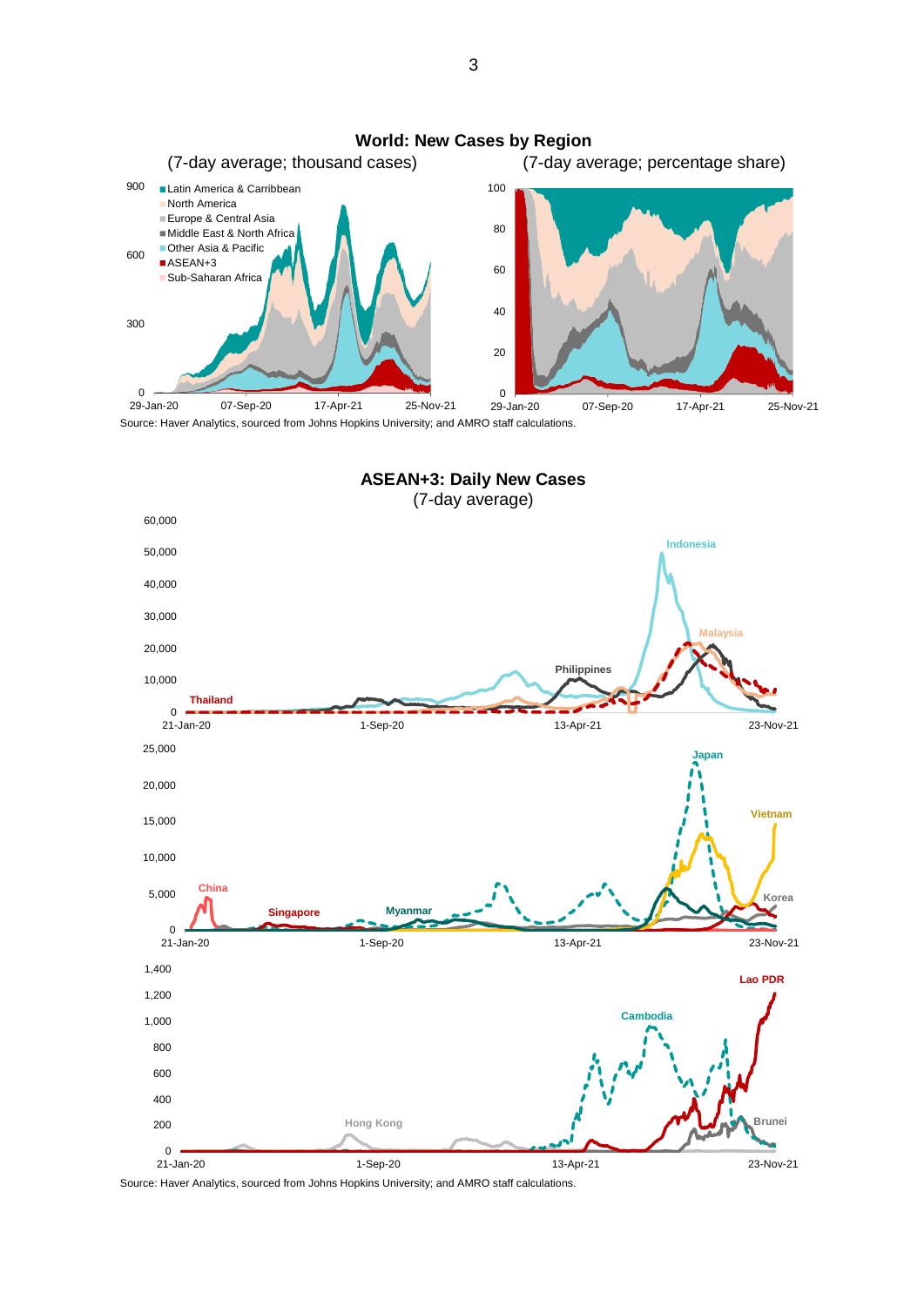**World: New Cases by Region**

(7-day average; thousand cases) (7-day average; percentage share)

Source: Haver Analytics, sourced from Johns Hopkins University; and AMRO staff calculations.

**ASEAN+3: Daily New Cases**

(7-day average)

Source: Haver Analytics, sourced from Johns Hopkins University; and AMRO staff calculations.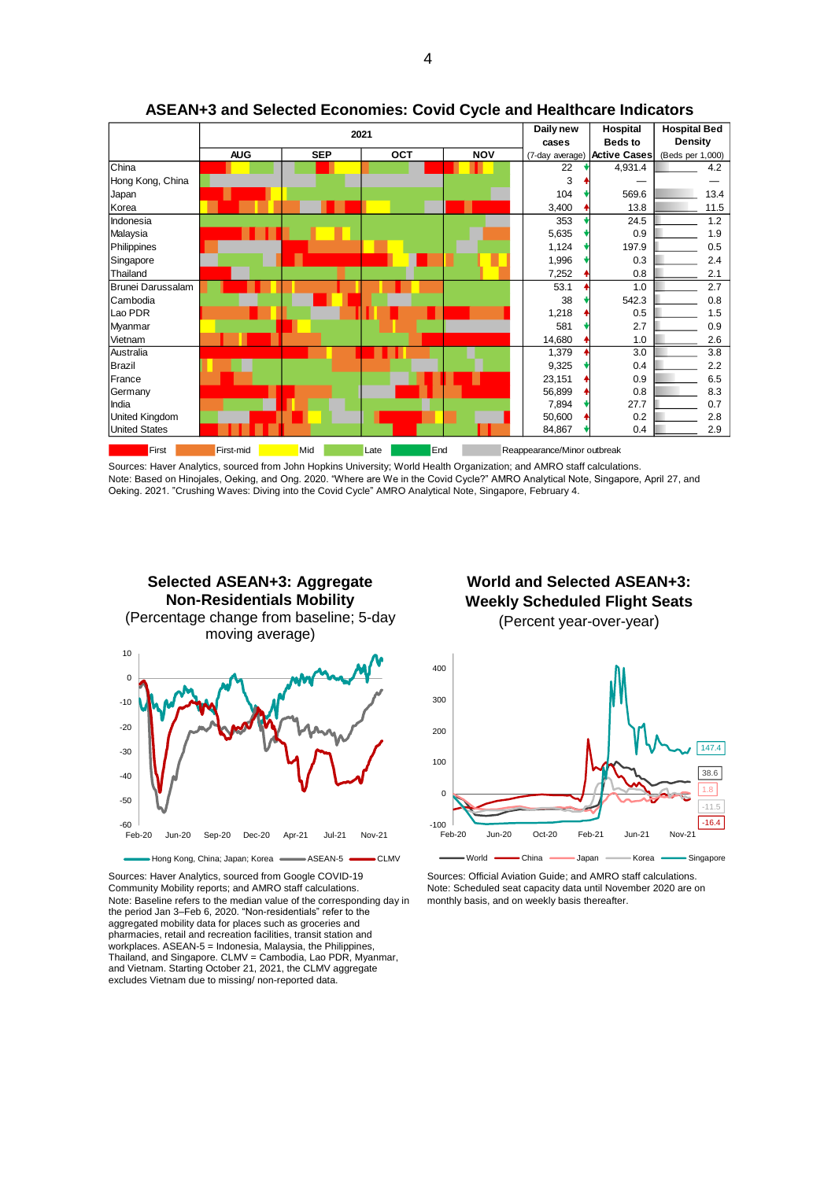## ASEAN+3 and Selected Economies: Covid Cycle and Healthcare Indicators

| | 2021 AUG | 2021 SEP | 2021 OCT | 2021 NOV | Daily new cases (7-day average) | Hospital Beds to Active Cases | Hospital Bed Density (Beds per 1,000) |
|---|---|---|---|---|---|---|---|
| China | | | | | 22 ↓ | 4,931.4 | 4.2 |
| Hong Kong, China | | | | | 3 ↑ | — | — |
| Japan | | | | | 104 ↓ | 569.6 | 13.4 |
| Korea | | | | | 3,400 ↑ | 13.8 | 11.5 |
| Indonesia | | | | | 353 ↓ | 24.5 | 1.2 |
| Malaysia | | | | | 5,635 ↓ | 0.9 | 1.9 |
| Philippines | | | | | 1,124 ↓ | 197.9 | 0.5 |
| Singapore | | | | | 1,996 ↓ | 0.3 | 2.4 |
| Thailand | | | | | 7,252 ↓ | 0.8 | 2.1 |
| Brunei Darussalam | | | | | 53.1 ↑ | 1.0 | 2.7 |
| Cambodia | | | | | 38 ↓ | 542.3 | 0.8 |
| Lao PDR | | | | | 1,218 ↑ | 0.5 | 1.5 |
| Myanmar | | | | | 581 ↓ | 2.7 | 0.9 |
| Vietnam | | | | | 14,680 ↑ | 1.0 | 2.6 |
| Australia | | | | | 1,379 ↑ | 3.0 | 3.8 |
| Brazil | | | | | 9,325 ↓ | 0.4 | 2.2 |
| France | | | | | 23,151 ↑ | 0.9 | 6.5 |
| Germany | | | | | 56,899 ↑ | 0.8 | 8.3 |
| India | | | | | 7,894 ↓ | 27.7 | 0.7 |
| United Kingdom | | | | | 50,600 ↑ | 0.2 | 2.8 |
| United States | | | | | 84,867 ↓ | 0.4 | 2.9 |

First | First-mid | Mid | Late | End | Reappearance/Minor outbreak

Sources: Haver Analytics, sourced from John Hopkins University; World Health Organization; and AMRO staff calculations.
Note: Based on Hinojales, Oeking, and Ong. 2020. "Where are We in the Covid Cycle?" AMRO Analytical Note, Singapore, April 27, and Oeking. 2021. "Crushing Waves: Diving into the Covid Cycle" AMRO Analytical Note, Singapore, February 4.

### Selected ASEAN+3: Aggregate Non-Residentials Mobility
(Percentage change from baseline; 5-day moving average)

10
0
-10
-20
-30
-40
-50
-60
Feb-20 Jun-20 Sep-20 Dec-20 Apr-21 Jul-21 Nov-21

Hong Kong, China; Japan; Korea — ASEAN-5 — CLMV

Sources: Haver Analytics, sourced from Google COVID-19 Community Mobility reports; and AMRO staff calculations.
Note: Baseline refers to the median value of the corresponding day in the period Jan 3–Feb 6, 2020. "Non-residentials" refer to the aggregated mobility data for places such as groceries and pharmacies, retail and recreation facilities, transit station and workplaces. ASEAN-5 = Indonesia, Malaysia, the Philippines, Thailand, and Singapore. CLMV = Cambodia, Lao PDR, Myanmar, and Vietnam. Starting October 21, 2021, the CLMV aggregate excludes Vietnam due to missing/ non-reported data.

### World and Selected ASEAN+3: Weekly Scheduled Flight Seats
(Percent year-over-year)

400
300
200
100
0
-100
Feb-20 Jun-20 Oct-20 Feb-21 Jun-21 Nov-21

147.4
38.6
1.8
-11.5
-16.4

World — China — Japan — Korea — Singapore

Sources: Official Aviation Guide; and AMRO staff calculations.
Note: Scheduled seat capacity data until November 2020 are on monthly basis, and on weekly basis thereafter.